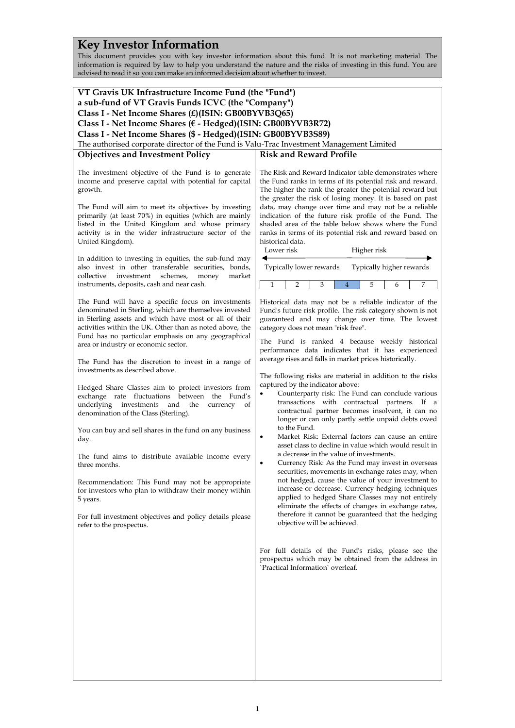# Key Investor Information

This document provides you with key investor information about this fund. It is not marketing material. The information is required by law to help you understand the nature and the risks of investing in this fund. You are advised to read it so you can make an informed decision about whether to invest.

**VT Gravis UK Infrastructure Income Fund (the "Fund")**
**a sub-fund of VT Gravis Funds ICVC (the "Company")**
**Class I - Net Income Shares (£)(ISIN: GB00BYVB3Q65)**
**Class I - Net Income Shares (€ - Hedged)(ISIN: GB00BYVB3R72)**
**Class I - Net Income Shares ($ - Hedged)(ISIN: GB00BYVB3S89)**

The authorised corporate director of the Fund is Valu-Trac Investment Management Limited

## Objectives and Investment Policy

The investment objective of the Fund is to generate income and preserve capital with potential for capital growth.

The Fund will aim to meet its objectives by investing primarily (at least 70%) in equities (which are mainly listed in the United Kingdom and whose primary activity is in the wider infrastructure sector of the United Kingdom).

In addition to investing in equities, the sub-fund may also invest in other transferable securities, bonds, collective investment schemes, money market instruments, deposits, cash and near cash.

The Fund will have a specific focus on investments denominated in Sterling, which are themselves invested in Sterling assets and which have most or all of their activities within the UK. Other than as noted above, the Fund has no particular emphasis on any geographical area or industry or economic sector.

The Fund has the discretion to invest in a range of investments as described above.

Hedged Share Classes aim to protect investors from exchange rate fluctuations between the Fund's underlying investments and the currency of denomination of the Class (Sterling).

You can buy and sell shares in the fund on any business day.

The fund aims to distribute available income every three months.

Recommendation: This Fund may not be appropriate for investors who plan to withdraw their money within 5 years.

For full investment objectives and policy details please refer to the prospectus.

## Risk and Reward Profile

The Risk and Reward Indicator table demonstrates where the Fund ranks in terms of its potential risk and reward. The higher the rank the greater the potential reward but the greater the risk of losing money. It is based on past data, may change over time and may not be a reliable indication of the future risk profile of the Fund. The shaded area of the table below shows where the Fund ranks in terms of its potential risk and reward based on historical data.

Lower risk ← → Higher risk

Typically lower rewards — Typically higher rewards

| 1 | 2 | 3 | **4** | 5 | 6 | 7 |
|---|---|---|---|---|---|---|

Historical data may not be a reliable indicator of the Fund's future risk profile. The risk category shown is not guaranteed and may change over time. The lowest category does not mean "risk free".

The Fund is ranked 4 because weekly historical performance data indicates that it has experienced average rises and falls in market prices historically.

The following risks are material in addition to the risks captured by the indicator above:

- Counterparty risk: The Fund can conclude various transactions with contractual partners. If a contractual partner becomes insolvent, it can no longer or can only partly settle unpaid debts owed to the Fund.
- Market Risk: External factors can cause an entire asset class to decline in value which would result in a decrease in the value of investments.
- Currency Risk: As the Fund may invest in overseas securities, movements in exchange rates may, when not hedged, cause the value of your investment to increase or decrease. Currency hedging techniques applied to hedged Share Classes may not entirely eliminate the effects of changes in exchange rates, therefore it cannot be guaranteed that the hedging objective will be achieved.

For full details of the Fund's risks, please see the prospectus which may be obtained from the address in `Practical Information` overleaf.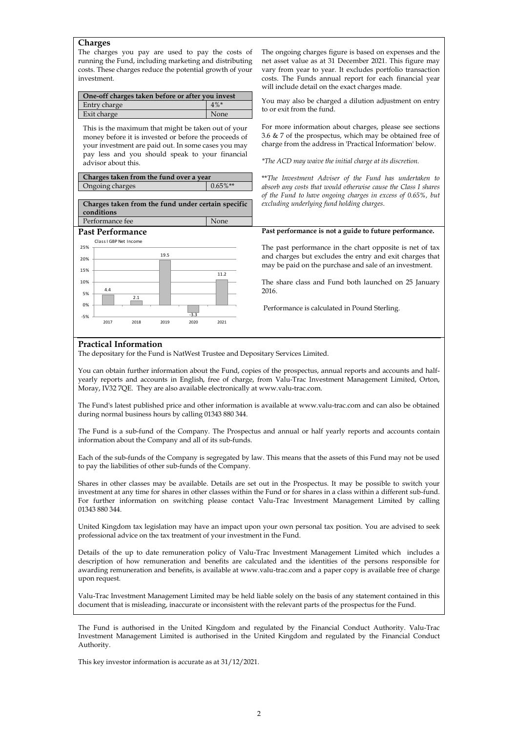## Charges

The charges you pay are used to pay the costs of running the Fund, including marketing and distributing costs. These charges reduce the potential growth of your investment.

| One-off charges taken before or after you invest | |
|---|---|
| Entry charge | 4%* |
| Exit charge | None |

This is the maximum that might be taken out of your money before it is invested or before the proceeds of your investment are paid out. In some cases you may pay less and you should speak to your financial advisor about this.

| Charges taken from the fund over a year | |
|---|---|
| Ongoing charges | 0.65%** |

| Charges taken from the fund under certain specific conditions | |
|---|---|
| Performance fee | None |

The ongoing charges figure is based on expenses and the net asset value as at 31 December 2021. This figure may vary from year to year. It excludes portfolio transaction costs. The Funds annual report for each financial year will include detail on the exact charges made.

You may also be charged a dilution adjustment on entry to or exit from the fund.

For more information about charges, please see sections 3.6 & 7 of the prospectus, which may be obtained free of charge from the address in 'Practical Information' below.

*\*The ACD may waive the initial charge at its discretion.*

*\*\*The Investment Adviser of the Fund has undertaken to absorb any costs that would otherwise cause the Class I shares of the Fund to have ongoing charges in excess of 0.65%, but excluding underlying fund holding charges.*

## Past Performance

Class I GBP Net Income

25%
20%
15%
10%
5%
0%
-5%

4.4
2.1
19.5
-3.3
11.2

2017 2018 2019 2020 2021

**Past performance is not a guide to future performance.**

The past performance in the chart opposite is net of tax and charges but excludes the entry and exit charges that may be paid on the purchase and sale of an investment.

The share class and Fund both launched on 25 January 2016.

Performance is calculated in Pound Sterling.

## Practical Information

The depositary for the Fund is NatWest Trustee and Depositary Services Limited.

You can obtain further information about the Fund, copies of the prospectus, annual reports and accounts and half-yearly reports and accounts in English, free of charge, from Valu-Trac Investment Management Limited, Orton, Moray, IV32 7QE. They are also available electronically at www.valu-trac.com.

The Fund's latest published price and other information is available at www.valu-trac.com and can also be obtained during normal business hours by calling 01343 880 344.

The Fund is a sub-fund of the Company. The Prospectus and annual or half yearly reports and accounts contain information about the Company and all of its sub-funds.

Each of the sub-funds of the Company is segregated by law. This means that the assets of this Fund may not be used to pay the liabilities of other sub-funds of the Company.

Shares in other classes may be available. Details are set out in the Prospectus. It may be possible to switch your investment at any time for shares in other classes within the Fund or for shares in a class within a different sub-fund. For further information on switching please contact Valu-Trac Investment Management Limited by calling 01343 880 344.

United Kingdom tax legislation may have an impact upon your own personal tax position. You are advised to seek professional advice on the tax treatment of your investment in the Fund.

Details of the up to date remuneration policy of Valu-Trac Investment Management Limited which includes a description of how remuneration and benefits are calculated and the identities of the persons responsible for awarding remuneration and benefits, is available at www.valu-trac.com and a paper copy is available free of charge upon request.

Valu-Trac Investment Management Limited may be held liable solely on the basis of any statement contained in this document that is misleading, inaccurate or inconsistent with the relevant parts of the prospectus for the Fund.

The Fund is authorised in the United Kingdom and regulated by the Financial Conduct Authority. Valu-Trac Investment Management Limited is authorised in the United Kingdom and regulated by the Financial Conduct Authority.

This key investor information is accurate as at 31/12/2021.